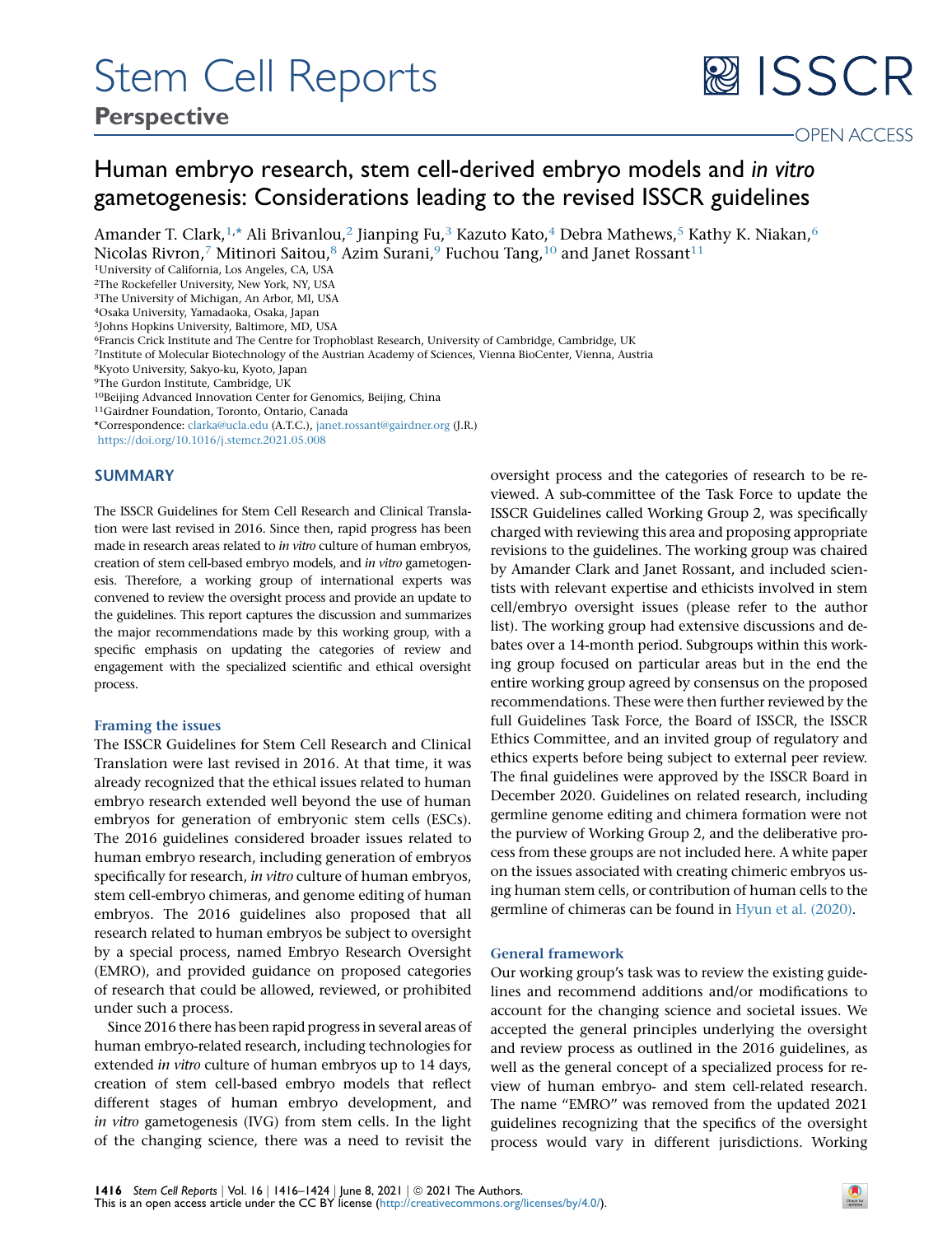# Human embryo research, stem cell-derived embryo models and *in vitro* gametogenesis: Considerations leading to the revised ISSCR guidelines

Amander T. Clark,[1,*] Ali Brivanlou,[2] Jianping Fu,[3] Kazuto Kato,[4] Debra Mathews,[5] Kathy K. Niakan,[6] Nicolas Rivron,[7] Mitinori Saitou,[8] Azim Surani,[9] Fuchou Tang,[10] and Janet Rossant[11]

[1]University of California, Los Angeles, CA, USA
[2]The Rockefeller University, New York, NY, USA
[3]The University of Michigan, An Arbor, MI, USA
[4]Osaka University, Yamadaoka, Osaka, Japan
[5]Johns Hopkins University, Baltimore, MD, USA
[6]Francis Crick Institute and The Centre for Trophoblast Research, University of Cambridge, Cambridge, UK
[7]Institute of Molecular Biotechnology of the Austrian Academy of Sciences, Vienna BioCenter, Vienna, Austria
[8]Kyoto University, Sakyo-ku, Kyoto, Japan
[9]The Gurdon Institute, Cambridge, UK
[10]Beijing Advanced Innovation Center for Genomics, Beijing, China
[11]Gairdner Foundation, Toronto, Ontario, Canada
*Correspondence: clarka@ucla.edu (A.T.C.), janet.rossant@gairdner.org (J.R.)
https://doi.org/10.1016/j.stemcr.2021.05.008

## SUMMARY

The ISSCR Guidelines for Stem Cell Research and Clinical Translation were last revised in 2016. Since then, rapid progress has been made in research areas related to *in vitro* culture of human embryos, creation of stem cell-based embryo models, and *in vitro* gametogenesis. Therefore, a working group of international experts was convened to review the oversight process and provide an update to the guidelines. This report captures the discussion and summarizes the major recommendations made by this working group, with a specific emphasis on updating the categories of review and engagement with the specialized scientific and ethical oversight process.

### Framing the issues

The ISSCR Guidelines for Stem Cell Research and Clinical Translation were last revised in 2016. At that time, it was already recognized that the ethical issues related to human embryo research extended well beyond the use of human embryos for generation of embryonic stem cells (ESCs). The 2016 guidelines considered broader issues related to human embryo research, including generation of embryos specifically for research, *in vitro* culture of human embryos, stem cell-embryo chimeras, and genome editing of human embryos. The 2016 guidelines also proposed that all research related to human embryos be subject to oversight by a special process, named Embryo Research Oversight (EMRO), and provided guidance on proposed categories of research that could be allowed, reviewed, or prohibited under such a process.

Since 2016 there has been rapid progress in several areas of human embryo-related research, including technologies for extended *in vitro* culture of human embryos up to 14 days, creation of stem cell-based embryo models that reflect different stages of human embryo development, and *in vitro* gametogenesis (IVG) from stem cells. In the light of the changing science, there was a need to revisit the oversight process and the categories of research to be reviewed. A sub-committee of the Task Force to update the ISSCR Guidelines called Working Group 2, was specifically charged with reviewing this area and proposing appropriate revisions to the guidelines. The working group was chaired by Amander Clark and Janet Rossant, and included scientists with relevant expertise and ethicists involved in stem cell/embryo oversight issues (please refer to the author list). The working group had extensive discussions and debates over a 14-month period. Subgroups within this working group focused on particular areas but in the end the entire working group agreed by consensus on the proposed recommendations. These were then further reviewed by the full Guidelines Task Force, the Board of ISSCR, the ISSCR Ethics Committee, and an invited group of regulatory and ethics experts before being subject to external peer review. The final guidelines were approved by the ISSCR Board in December 2020. Guidelines on related research, including germline genome editing and chimera formation were not the purview of Working Group 2, and the deliberative process from these groups are not included here. A white paper on the issues associated with creating chimeric embryos using human stem cells, or contribution of human cells to the germline of chimeras can be found in Hyun et al. (2020).

### General framework

Our working group's task was to review the existing guidelines and recommend additions and/or modifications to account for the changing science and societal issues. We accepted the general principles underlying the oversight and review process as outlined in the 2016 guidelines, as well as the general concept of a specialized process for review of human embryo- and stem cell-related research. The name "EMRO" was removed from the updated 2021 guidelines recognizing that the specifics of the oversight process would vary in different jurisdictions. Working

This is an open access article under the CC BY license (http://creativecommons.org/licenses/by/4.0/).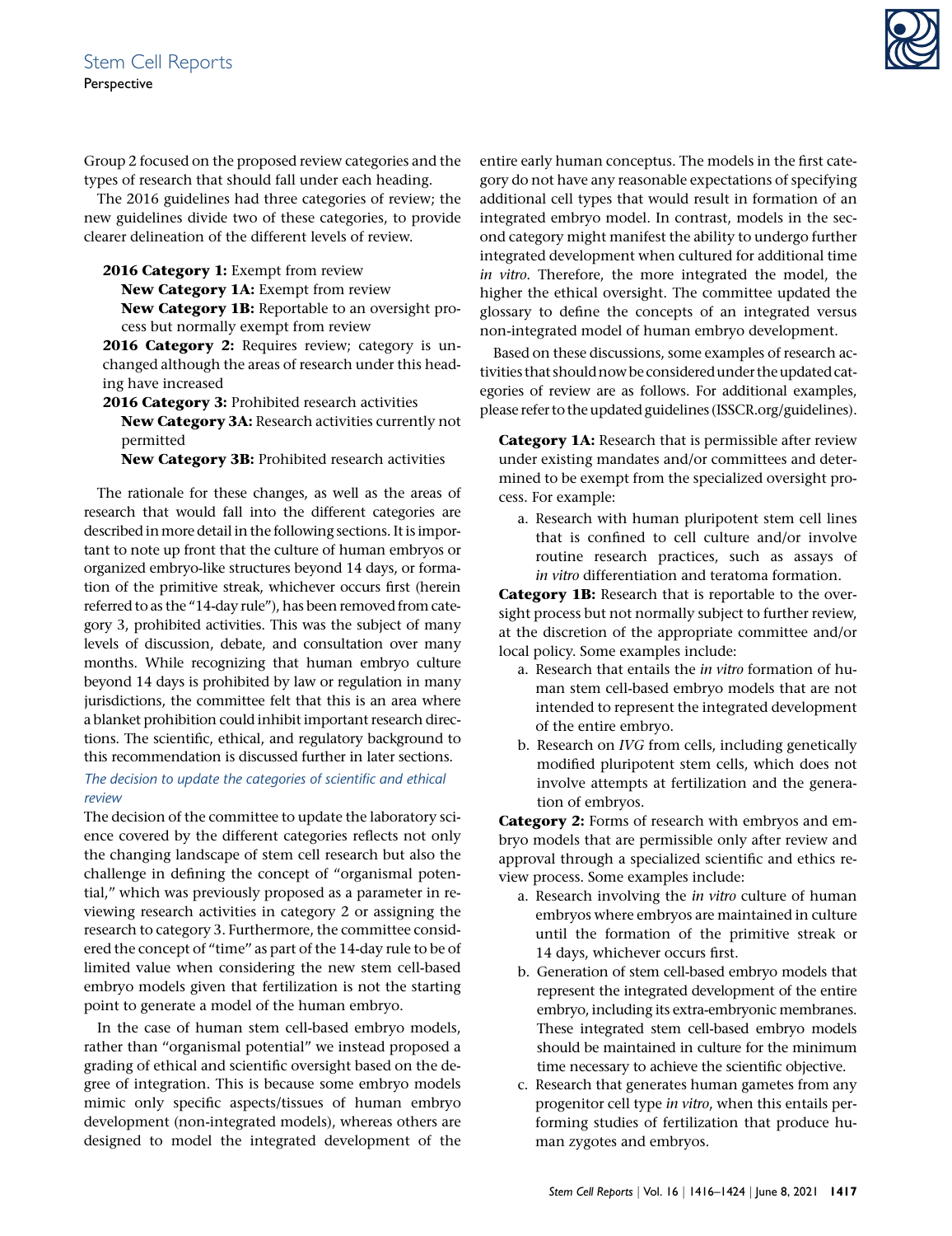Group 2 focused on the proposed review categories and the types of research that should fall under each heading.

The 2016 guidelines had three categories of review; the new guidelines divide two of these categories, to provide clearer delineation of the different levels of review.

- **2016 Category 1:** Exempt from review
  - **New Category 1A:** Exempt from review
  - **New Category 1B:** Reportable to an oversight process but normally exempt from review
- **2016 Category 2:** Requires review; category is unchanged although the areas of research under this heading have increased
- **2016 Category 3:** Prohibited research activities
  - **New Category 3A:** Research activities currently not permitted
  - **New Category 3B:** Prohibited research activities

The rationale for these changes, as well as the areas of research that would fall into the different categories are described in more detail in the following sections. It is important to note up front that the culture of human embryos or organized embryo-like structures beyond 14 days, or formation of the primitive streak, whichever occurs first (herein referred to as the "14-day rule"), has been removed from category 3, prohibited activities. This was the subject of many levels of discussion, debate, and consultation over many months. While recognizing that human embryo culture beyond 14 days is prohibited by law or regulation in many jurisdictions, the committee felt that this is an area where a blanket prohibition could inhibit important research directions. The scientific, ethical, and regulatory background to this recommendation is discussed further in later sections.

### *The decision to update the categories of scientific and ethical review*

The decision of the committee to update the laboratory science covered by the different categories reflects not only the changing landscape of stem cell research but also the challenge in defining the concept of "organismal potential," which was previously proposed as a parameter in reviewing research activities in category 2 or assigning the research to category 3. Furthermore, the committee considered the concept of "time" as part of the 14-day rule to be of limited value when considering the new stem cell-based embryo models given that fertilization is not the starting point to generate a model of the human embryo.

In the case of human stem cell-based embryo models, rather than "organismal potential" we instead proposed a grading of ethical and scientific oversight based on the degree of integration. This is because some embryo models mimic only specific aspects/tissues of human embryo development (non-integrated models), whereas others are designed to model the integrated development of the entire early human conceptus. The models in the first category do not have any reasonable expectations of specifying additional cell types that would result in formation of an integrated embryo model. In contrast, models in the second category might manifest the ability to undergo further integrated development when cultured for additional time *in vitro*. Therefore, the more integrated the model, the higher the ethical oversight. The committee updated the glossary to define the concepts of an integrated versus non-integrated model of human embryo development.

Based on these discussions, some examples of research activities that should now be considered under the updated categories of review are as follows. For additional examples, please refer to the updated guidelines (ISSCR.org/guidelines).

**Category 1A:** Research that is permissible after review under existing mandates and/or committees and determined to be exempt from the specialized oversight process. For example:

a. Research with human pluripotent stem cell lines that is confined to cell culture and/or involve routine research practices, such as assays of *in vitro* differentiation and teratoma formation.

**Category 1B:** Research that is reportable to the oversight process but not normally subject to further review, at the discretion of the appropriate committee and/or local policy. Some examples include:

a. Research that entails the *in vitro* formation of human stem cell-based embryo models that are not intended to represent the integrated development of the entire embryo.
b. Research on *IVG* from cells, including genetically modified pluripotent stem cells, which does not involve attempts at fertilization and the generation of embryos.

**Category 2:** Forms of research with embryos and embryo models that are permissible only after review and approval through a specialized scientific and ethics review process. Some examples include:

a. Research involving the *in vitro* culture of human embryos where embryos are maintained in culture until the formation of the primitive streak or 14 days, whichever occurs first.
b. Generation of stem cell-based embryo models that represent the integrated development of the entire embryo, including its extra-embryonic membranes. These integrated stem cell-based embryo models should be maintained in culture for the minimum time necessary to achieve the scientific objective.
c. Research that generates human gametes from any progenitor cell type *in vitro*, when this entails performing studies of fertilization that produce human zygotes and embryos.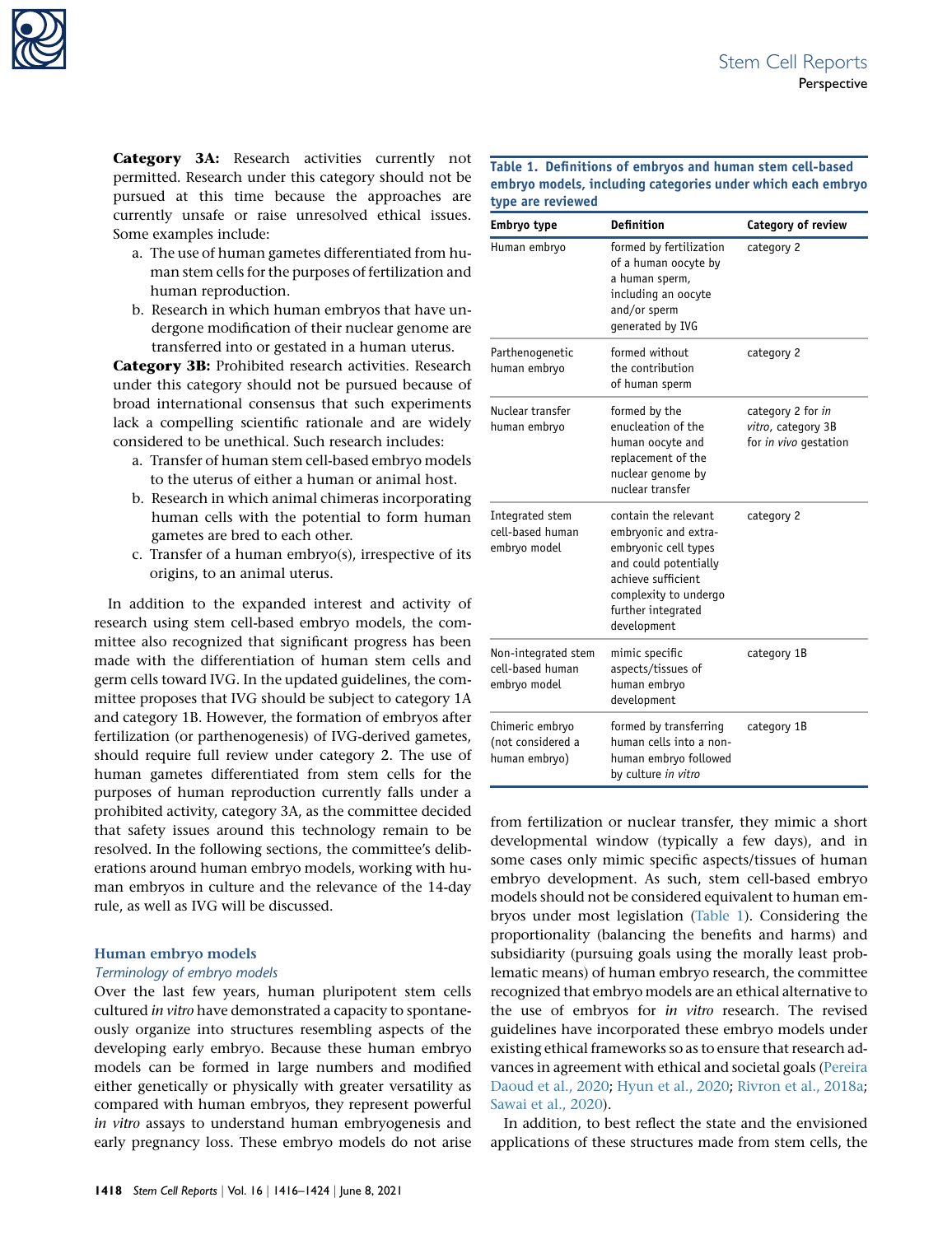**Category 3A:** Research activities currently not permitted. Research under this category should not be pursued at this time because the approaches are currently unsafe or raise unresolved ethical issues. Some examples include:

a. The use of human gametes differentiated from human stem cells for the purposes of fertilization and human reproduction.
b. Research in which human embryos that have undergone modification of their nuclear genome are transferred into or gestated in a human uterus.

**Category 3B:** Prohibited research activities. Research under this category should not be pursued because of broad international consensus that such experiments lack a compelling scientific rationale and are widely considered to be unethical. Such research includes:

a. Transfer of human stem cell-based embryo models to the uterus of either a human or animal host.
b. Research in which animal chimeras incorporating human cells with the potential to form human gametes are bred to each other.
c. Transfer of a human embryo(s), irrespective of its origins, to an animal uterus.

In addition to the expanded interest and activity of research using stem cell-based embryo models, the committee also recognized that significant progress has been made with the differentiation of human stem cells and germ cells toward IVG. In the updated guidelines, the committee proposes that IVG should be subject to category 1A and category 1B. However, the formation of embryos after fertilization (or parthenogenesis) of IVG-derived gametes, should require full review under category 2. The use of human gametes differentiated from stem cells for the purposes of human reproduction currently falls under a prohibited activity, category 3A, as the committee decided that safety issues around this technology remain to be resolved. In the following sections, the committee's deliberations around human embryo models, working with human embryos in culture and the relevance of the 14-day rule, as well as IVG will be discussed.

## Human embryo models

### *Terminology of embryo models*

Over the last few years, human pluripotent stem cells cultured *in vitro* have demonstrated a capacity to spontaneously organize into structures resembling aspects of the developing early embryo. Because these human embryo models can be formed in large numbers and modified either genetically or physically with greater versatility as compared with human embryos, they represent powerful *in vitro* assays to understand human embryogenesis and early pregnancy loss. These embryo models do not arise from fertilization or nuclear transfer, they mimic a short developmental window (typically a few days), and in some cases only mimic specific aspects/tissues of human embryo development. As such, stem cell-based embryo models should not be considered equivalent to human embryos under most legislation (Table 1). Considering the proportionality (balancing the benefits and harms) and subsidiarity (pursuing goals using the morally least problematic means) of human embryo research, the committee recognized that embryo models are an ethical alternative to the use of embryos for *in vitro* research. The revised guidelines have incorporated these embryo models under existing ethical frameworks so as to ensure that research advances in agreement with ethical and societal goals (Pereira Daoud et al., 2020; Hyun et al., 2020; Rivron et al., 2018a; Sawai et al., 2020).

**Table 1. Definitions of embryos and human stem cell-based embryo models, including categories under which each embryo type are reviewed**

| Embryo type | Definition | Category of review |
|---|---|---|
| Human embryo | formed by fertilization of a human oocyte by a human sperm, including an oocyte and/or sperm generated by IVG | category 2 |
| Parthenogenetic human embryo | formed without the contribution of human sperm | category 2 |
| Nuclear transfer human embryo | formed by the enucleation of the human oocyte and replacement of the nuclear genome by nuclear transfer | category 2 for *in vitro*, category 3B for *in vivo* gestation |
| Integrated stem cell-based human embryo model | contain the relevant embryonic and extra-embryonic cell types and could potentially achieve sufficient complexity to undergo further integrated development | category 2 |
| Non-integrated stem cell-based human embryo model | mimic specific aspects/tissues of human embryo development | category 1B |
| Chimeric embryo (not considered a human embryo) | formed by transferring human cells into a non-human embryo followed by culture *in vitro* | category 1B |

In addition, to best reflect the state and the envisioned applications of these structures made from stem cells, the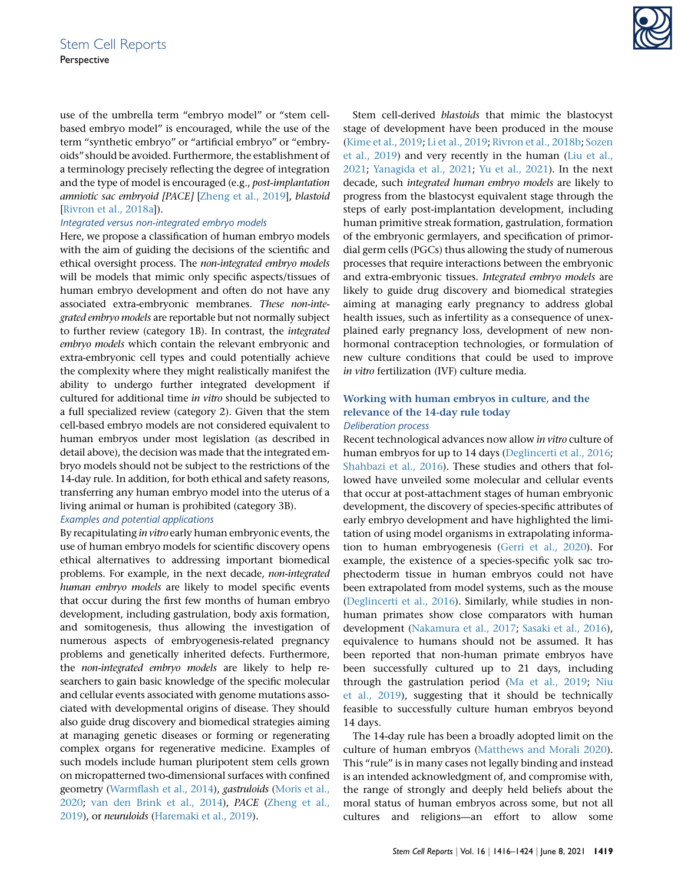use of the umbrella term "embryo model" or "stem cell-based embryo model" is encouraged, while the use of the term "synthetic embryo" or "artificial embryo" or "embryoids" should be avoided. Furthermore, the establishment of a terminology precisely reflecting the degree of integration and the type of model is encouraged (e.g., *post-implantation amniotic sac embryoid [PACE]* [Zheng et al., 2019], *blastoid* [Rivron et al., 2018a]).

### *Integrated versus non-integrated embryo models*

Here, we propose a classification of human embryo models with the aim of guiding the decisions of the scientific and ethical oversight process. The *non-integrated embryo models* will be models that mimic only specific aspects/tissues of human embryo development and often do not have any associated extra-embryonic membranes. *These non-integrated embryo models* are reportable but not normally subject to further review (category 1B). In contrast, the *integrated embryo models* which contain the relevant embryonic and extra-embryonic cell types and could potentially achieve the complexity where they might realistically manifest the ability to undergo further integrated development if cultured for additional time *in vitro* should be subjected to a full specialized review (category 2). Given that the stem cell-based embryo models are not considered equivalent to human embryos under most legislation (as described in detail above), the decision was made that the integrated embryo models should not be subject to the restrictions of the 14-day rule. In addition, for both ethical and safety reasons, transferring any human embryo model into the uterus of a living animal or human is prohibited (category 3B).

### *Examples and potential applications*

By recapitulating *in vitro* early human embryonic events, the use of human embryo models for scientific discovery opens ethical alternatives to addressing important biomedical problems. For example, in the next decade, *non-integrated human embryo models* are likely to model specific events that occur during the first few months of human embryo development, including gastrulation, body axis formation, and somitogenesis, thus allowing the investigation of numerous aspects of embryogenesis-related pregnancy problems and genetically inherited defects. Furthermore, the *non-integrated embryo models* are likely to help researchers to gain basic knowledge of the specific molecular and cellular events associated with genome mutations associated with developmental origins of disease. They should also guide drug discovery and biomedical strategies aiming at managing genetic diseases or forming or regenerating complex organs for regenerative medicine. Examples of such models include human pluripotent stem cells grown on micropatterned two-dimensional surfaces with confined geometry (Warmflash et al., 2014), *gastruloids* (Moris et al., 2020; van den Brink et al., 2014), *PACE* (Zheng et al., 2019), or *neuruloids* (Haremaki et al., 2019).

Stem cell-derived *blastoids* that mimic the blastocyst stage of development have been produced in the mouse (Kime et al., 2019; Li et al., 2019; Rivron et al., 2018b; Sozen et al., 2019) and very recently in the human (Liu et al., 2021; Yanagida et al., 2021; Yu et al., 2021). In the next decade, such *integrated human embryo models* are likely to progress from the blastocyst equivalent stage through the steps of early post-implantation development, including human primitive streak formation, gastrulation, formation of the embryonic germlayers, and specification of primordial germ cells (PGCs) thus allowing the study of numerous processes that require interactions between the embryonic and extra-embryonic tissues. *Integrated embryo models* are likely to guide drug discovery and biomedical strategies aiming at managing early pregnancy to address global health issues, such as infertility as a consequence of unexplained early pregnancy loss, development of new non-hormonal contraception technologies, or formulation of new culture conditions that could be used to improve *in vitro* fertilization (IVF) culture media.

## Working with human embryos in culture, and the relevance of the 14-day rule today

### *Deliberation process*

Recent technological advances now allow *in vitro* culture of human embryos for up to 14 days (Deglincerti et al., 2016; Shahbazi et al., 2016). These studies and others that followed have unveiled some molecular and cellular events that occur at post-attachment stages of human embryonic development, the discovery of species-specific attributes of early embryo development and have highlighted the limitation of using model organisms in extrapolating information to human embryogenesis (Gerri et al., 2020). For example, the existence of a species-specific yolk sac trophectoderm tissue in human embryos could not have been extrapolated from model systems, such as the mouse (Deglincerti et al., 2016). Similarly, while studies in non-human primates show close comparators with human development (Nakamura et al., 2017; Sasaki et al., 2016), equivalence to humans should not be assumed. It has been reported that non-human primate embryos have been successfully cultured up to 21 days, including through the gastrulation period (Ma et al., 2019; Niu et al., 2019), suggesting that it should be technically feasible to successfully culture human embryos beyond 14 days.

The 14-day rule has been a broadly adopted limit on the culture of human embryos (Matthews and Morali 2020). This "rule" is in many cases not legally binding and instead is an intended acknowledgment of, and compromise with, the range of strongly and deeply held beliefs about the moral status of human embryos across some, but not all cultures and religions—an effort to allow some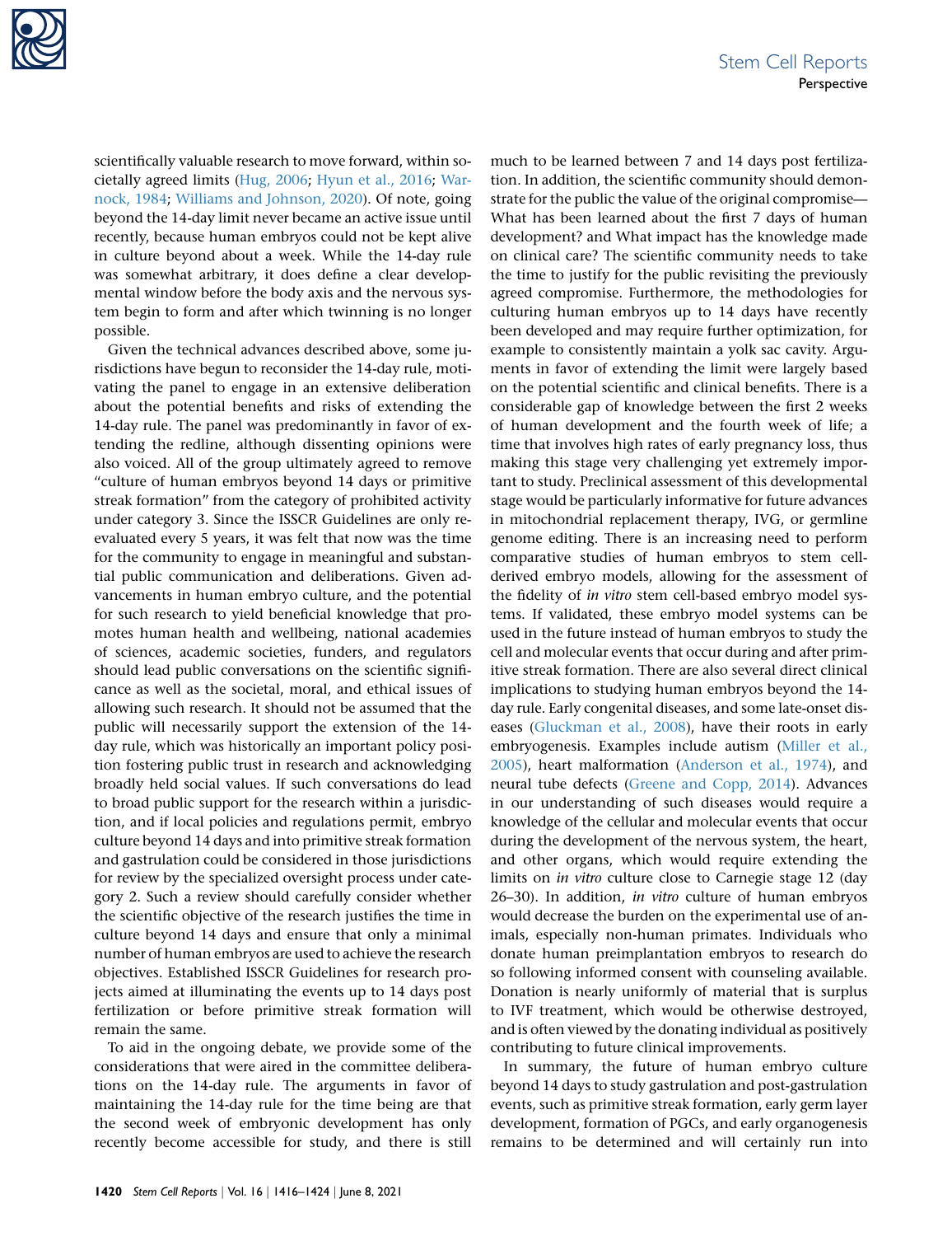scientifically valuable research to move forward, within societally agreed limits (Hug, 2006; Hyun et al., 2016; Warnock, 1984; Williams and Johnson, 2020). Of note, going beyond the 14-day limit never became an active issue until recently, because human embryos could not be kept alive in culture beyond about a week. While the 14-day rule was somewhat arbitrary, it does define a clear developmental window before the body axis and the nervous system begin to form and after which twinning is no longer possible.

Given the technical advances described above, some jurisdictions have begun to reconsider the 14-day rule, motivating the panel to engage in an extensive deliberation about the potential benefits and risks of extending the 14-day rule. The panel was predominantly in favor of extending the redline, although dissenting opinions were also voiced. All of the group ultimately agreed to remove "culture of human embryos beyond 14 days or primitive streak formation" from the category of prohibited activity under category 3. Since the ISSCR Guidelines are only reevaluated every 5 years, it was felt that now was the time for the community to engage in meaningful and substantial public communication and deliberations. Given advancements in human embryo culture, and the potential for such research to yield beneficial knowledge that promotes human health and wellbeing, national academies of sciences, academic societies, funders, and regulators should lead public conversations on the scientific significance as well as the societal, moral, and ethical issues of allowing such research. It should not be assumed that the public will necessarily support the extension of the 14-day rule, which was historically an important policy position fostering public trust in research and acknowledging broadly held social values. If such conversations do lead to broad public support for the research within a jurisdiction, and if local policies and regulations permit, embryo culture beyond 14 days and into primitive streak formation and gastrulation could be considered in those jurisdictions for review by the specialized oversight process under category 2. Such a review should carefully consider whether the scientific objective of the research justifies the time in culture beyond 14 days and ensure that only a minimal number of human embryos are used to achieve the research objectives. Established ISSCR Guidelines for research projects aimed at illuminating the events up to 14 days post fertilization or before primitive streak formation will remain the same.

To aid in the ongoing debate, we provide some of the considerations that were aired in the committee deliberations on the 14-day rule. The arguments in favor of maintaining the 14-day rule for the time being are that the second week of embryonic development has only recently become accessible for study, and there is still much to be learned between 7 and 14 days post fertilization. In addition, the scientific community should demonstrate for the public the value of the original compromise—What has been learned about the first 7 days of human development? and What impact has the knowledge made on clinical care? The scientific community needs to take the time to justify for the public revisiting the previously agreed compromise. Furthermore, the methodologies for culturing human embryos up to 14 days have recently been developed and may require further optimization, for example to consistently maintain a yolk sac cavity. Arguments in favor of extending the limit were largely based on the potential scientific and clinical benefits. There is a considerable gap of knowledge between the first 2 weeks of human development and the fourth week of life; a time that involves high rates of early pregnancy loss, thus making this stage very challenging yet extremely important to study. Preclinical assessment of this developmental stage would be particularly informative for future advances in mitochondrial replacement therapy, IVG, or germline genome editing. There is an increasing need to perform comparative studies of human embryos to stem cell-derived embryo models, allowing for the assessment of the fidelity of *in vitro* stem cell-based embryo model systems. If validated, these embryo model systems can be used in the future instead of human embryos to study the cell and molecular events that occur during and after primitive streak formation. There are also several direct clinical implications to studying human embryos beyond the 14-day rule. Early congenital diseases, and some late-onset diseases (Gluckman et al., 2008), have their roots in early embryogenesis. Examples include autism (Miller et al., 2005), heart malformation (Anderson et al., 1974), and neural tube defects (Greene and Copp, 2014). Advances in our understanding of such diseases would require a knowledge of the cellular and molecular events that occur during the development of the nervous system, the heart, and other organs, which would require extending the limits on *in vitro* culture close to Carnegie stage 12 (day 26–30). In addition, *in vitro* culture of human embryos would decrease the burden on the experimental use of animals, especially non-human primates. Individuals who donate human preimplantation embryos to research do so following informed consent with counseling available. Donation is nearly uniformly of material that is surplus to IVF treatment, which would be otherwise destroyed, and is often viewed by the donating individual as positively contributing to future clinical improvements.

In summary, the future of human embryo culture beyond 14 days to study gastrulation and post-gastrulation events, such as primitive streak formation, early germ layer development, formation of PGCs, and early organogenesis remains to be determined and will certainly run into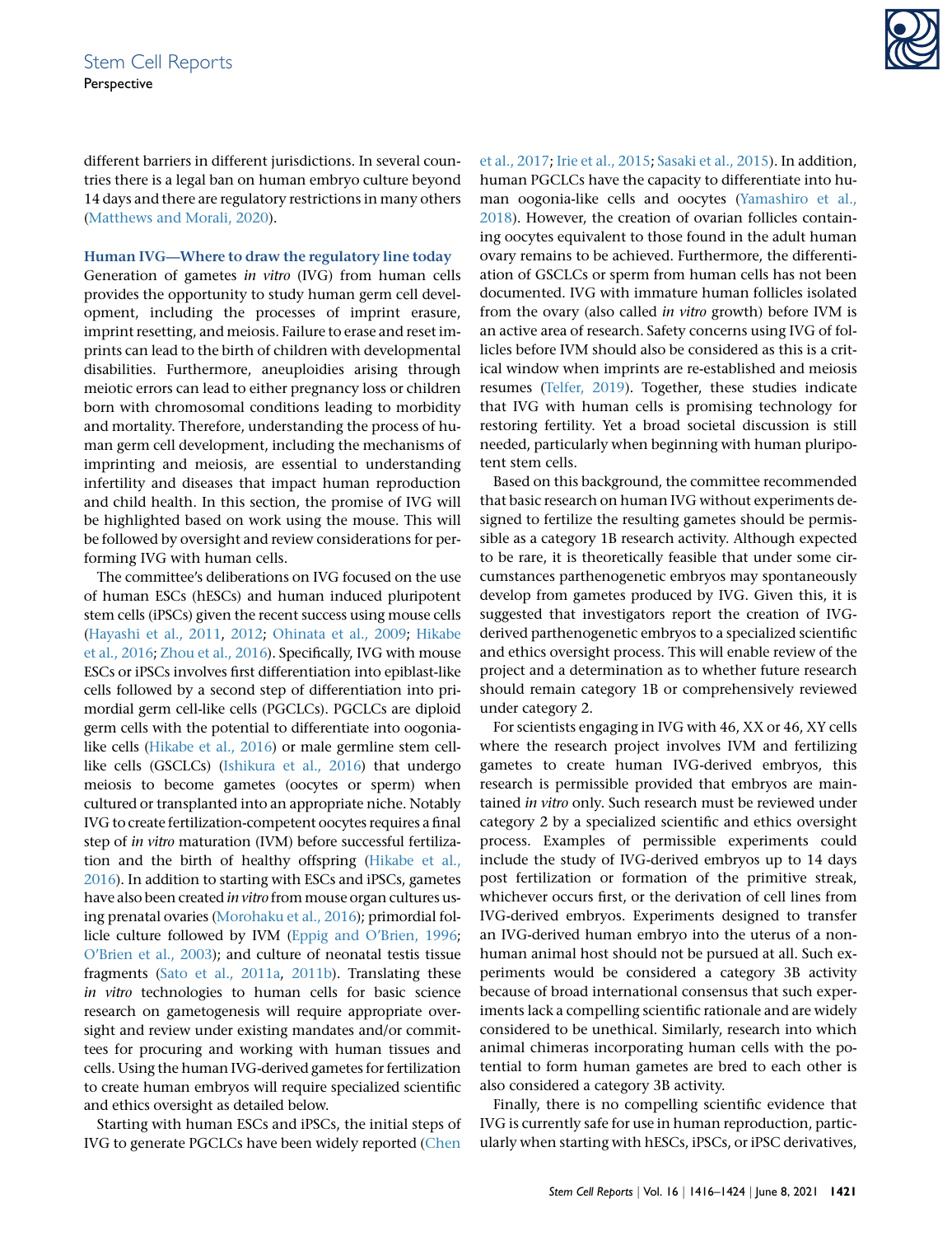different barriers in different jurisdictions. In several countries there is a legal ban on human embryo culture beyond 14 days and there are regulatory restrictions in many others (Matthews and Morali, 2020).

### Human IVG—Where to draw the regulatory line today

Generation of gametes *in vitro* (IVG) from human cells provides the opportunity to study human germ cell development, including the processes of imprint erasure, imprint resetting, and meiosis. Failure to erase and reset imprints can lead to the birth of children with developmental disabilities. Furthermore, aneuploidies arising through meiotic errors can lead to either pregnancy loss or children born with chromosomal conditions leading to morbidity and mortality. Therefore, understanding the process of human germ cell development, including the mechanisms of imprinting and meiosis, are essential to understanding infertility and diseases that impact human reproduction and child health. In this section, the promise of IVG will be highlighted based on work using the mouse. This will be followed by oversight and review considerations for performing IVG with human cells.

The committee's deliberations on IVG focused on the use of human ESCs (hESCs) and human induced pluripotent stem cells (iPSCs) given the recent success using mouse cells (Hayashi et al., 2011, 2012; Ohinata et al., 2009; Hikabe et al., 2016; Zhou et al., 2016). Specifically, IVG with mouse ESCs or iPSCs involves first differentiation into epiblast-like cells followed by a second step of differentiation into primordial germ cell-like cells (PGCLCs). PGCLCs are diploid germ cells with the potential to differentiate into oogonia-like cells (Hikabe et al., 2016) or male germline stem cell-like cells (GSCLCs) (Ishikura et al., 2016) that undergo meiosis to become gametes (oocytes or sperm) when cultured or transplanted into an appropriate niche. Notably IVG to create fertilization-competent oocytes requires a final step of *in vitro* maturation (IVM) before successful fertilization and the birth of healthy offspring (Hikabe et al., 2016). In addition to starting with ESCs and iPSCs, gametes have also been created *in vitro* from mouse organ cultures using prenatal ovaries (Morohaku et al., 2016); primordial follicle culture followed by IVM (Eppig and O'Brien, 1996; O'Brien et al., 2003); and culture of neonatal testis tissue fragments (Sato et al., 2011a, 2011b). Translating these *in vitro* technologies to human cells for basic science research on gametogenesis will require appropriate oversight and review under existing mandates and/or committees for procuring and working with human tissues and cells. Using the human IVG-derived gametes for fertilization to create human embryos will require specialized scientific and ethics oversight as detailed below.

Starting with human ESCs and iPSCs, the initial steps of IVG to generate PGCLCs have been widely reported (Chen et al., 2017; Irie et al., 2015; Sasaki et al., 2015). In addition, human PGCLCs have the capacity to differentiate into human oogonia-like cells and oocytes (Yamashiro et al., 2018). However, the creation of ovarian follicles containing oocytes equivalent to those found in the adult human ovary remains to be achieved. Furthermore, the differentiation of GSCLCs or sperm from human cells has not been documented. IVG with immature human follicles isolated from the ovary (also called *in vitro* growth) before IVM is an active area of research. Safety concerns using IVG of follicles before IVM should also be considered as this is a critical window when imprints are re-established and meiosis resumes (Telfer, 2019). Together, these studies indicate that IVG with human cells is promising technology for restoring fertility. Yet a broad societal discussion is still needed, particularly when beginning with human pluripotent stem cells.

Based on this background, the committee recommended that basic research on human IVG without experiments designed to fertilize the resulting gametes should be permissible as a category 1B research activity. Although expected to be rare, it is theoretically feasible that under some circumstances parthenogenetic embryos may spontaneously develop from gametes produced by IVG. Given this, it is suggested that investigators report the creation of IVG-derived parthenogenetic embryos to a specialized scientific and ethics oversight process. This will enable review of the project and a determination as to whether future research should remain category 1B or comprehensively reviewed under category 2.

For scientists engaging in IVG with 46, XX or 46, XY cells where the research project involves IVM and fertilizing gametes to create human IVG-derived embryos, this research is permissible provided that embryos are maintained *in vitro* only. Such research must be reviewed under category 2 by a specialized scientific and ethics oversight process. Examples of permissible experiments could include the study of IVG-derived embryos up to 14 days post fertilization or formation of the primitive streak, whichever occurs first, or the derivation of cell lines from IVG-derived embryos. Experiments designed to transfer an IVG-derived human embryo into the uterus of a non-human animal host should not be pursued at all. Such experiments would be considered a category 3B activity because of broad international consensus that such experiments lack a compelling scientific rationale and are widely considered to be unethical. Similarly, research into which animal chimeras incorporating human cells with the potential to form human gametes are bred to each other is also considered a category 3B activity.

Finally, there is no compelling scientific evidence that IVG is currently safe for use in human reproduction, particularly when starting with hESCs, iPSCs, or iPSC derivatives,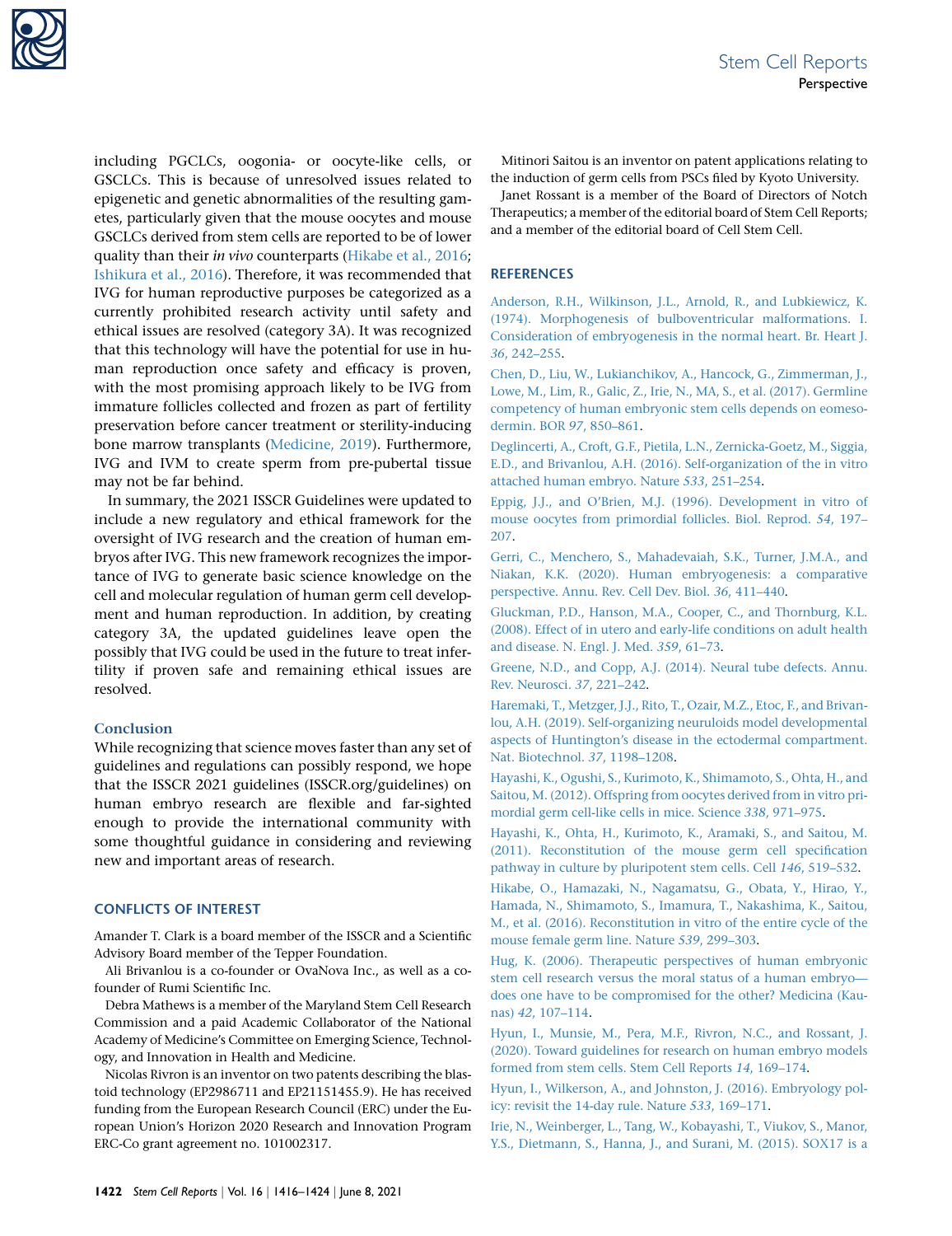including PGCLCs, oogonia- or oocyte-like cells, or GSCLCs. This is because of unresolved issues related to epigenetic and genetic abnormalities of the resulting gametes, particularly given that the mouse oocytes and mouse GSCLCs derived from stem cells are reported to be of lower quality than their *in vivo* counterparts (Hikabe et al., 2016; Ishikura et al., 2016). Therefore, it was recommended that IVG for human reproductive purposes be categorized as a currently prohibited research activity until safety and ethical issues are resolved (category 3A). It was recognized that this technology will have the potential for use in human reproduction once safety and efficacy is proven, with the most promising approach likely to be IVG from immature follicles collected and frozen as part of fertility preservation before cancer treatment or sterility-inducing bone marrow transplants (Medicine, 2019). Furthermore, IVG and IVM to create sperm from pre-pubertal tissue may not be far behind.

In summary, the 2021 ISSCR Guidelines were updated to include a new regulatory and ethical framework for the oversight of IVG research and the creation of human embryos after IVG. This new framework recognizes the importance of IVG to generate basic science knowledge on the cell and molecular regulation of human germ cell development and human reproduction. In addition, by creating category 3A, the updated guidelines leave open the possibly that IVG could be used in the future to treat infertility if proven safe and remaining ethical issues are resolved.

### Conclusion

While recognizing that science moves faster than any set of guidelines and regulations can possibly respond, we hope that the ISSCR 2021 guidelines (ISSCR.org/guidelines) on human embryo research are flexible and far-sighted enough to provide the international community with some thoughtful guidance in considering and reviewing new and important areas of research.

## CONFLICTS OF INTEREST

Amander T. Clark is a board member of the ISSCR and a Scientific Advisory Board member of the Tepper Foundation.

Ali Brivanlou is a co-founder or OvaNova Inc., as well as a co-founder of Rumi Scientific Inc.

Debra Mathews is a member of the Maryland Stem Cell Research Commission and a paid Academic Collaborator of the National Academy of Medicine's Committee on Emerging Science, Technology, and Innovation in Health and Medicine.

Nicolas Rivron is an inventor on two patents describing the blastoid technology (EP2986711 and EP21151455.9). He has received funding from the European Research Council (ERC) under the European Union's Horizon 2020 Research and Innovation Program ERC-Co grant agreement no. 101002317.

Mitinori Saitou is an inventor on patent applications relating to the induction of germ cells from PSCs filed by Kyoto University.

Janet Rossant is a member of the Board of Directors of Notch Therapeutics; a member of the editorial board of Stem Cell Reports; and a member of the editorial board of Cell Stem Cell.

## REFERENCES

Anderson, R.H., Wilkinson, J.L., Arnold, R., and Lubkiewicz, K. (1974). Morphogenesis of bulboventricular malformations. I. Consideration of embryogenesis in the normal heart. Br. Heart J. *36*, 242–255.

Chen, D., Liu, W., Lukianchikov, A., Hancock, G., Zimmerman, J., Lowe, M., Lim, R., Galic, Z., Irie, N., MA, S., et al. (2017). Germline competency of human embryonic stem cells depends on eomesodermin. BOR *97*, 850–861.

Deglincerti, A., Croft, G.F., Pietila, L.N., Zernicka-Goetz, M., Siggia, E.D., and Brivanlou, A.H. (2016). Self-organization of the in vitro attached human embryo. Nature *533*, 251–254.

Eppig, J.J., and O'Brien, M.J. (1996). Development in vitro of mouse oocytes from primordial follicles. Biol. Reprod. *54*, 197–207.

Gerri, C., Menchero, S., Mahadevaiah, S.K., Turner, J.M.A., and Niakan, K.K. (2020). Human embryogenesis: a comparative perspective. Annu. Rev. Cell Dev. Biol. *36*, 411–440.

Gluckman, P.D., Hanson, M.A., Cooper, C., and Thornburg, K.L. (2008). Effect of in utero and early-life conditions on adult health and disease. N. Engl. J. Med. *359*, 61–73.

Greene, N.D., and Copp, A.J. (2014). Neural tube defects. Annu. Rev. Neurosci. *37*, 221–242.

Haremaki, T., Metzger, J.J., Rito, T., Ozair, M.Z., Etoc, F., and Brivanlou, A.H. (2019). Self-organizing neuruloids model developmental aspects of Huntington's disease in the ectodermal compartment. Nat. Biotechnol. *37*, 1198–1208.

Hayashi, K., Ogushi, S., Kurimoto, K., Shimamoto, S., Ohta, H., and Saitou, M. (2012). Offspring from oocytes derived from in vitro primordial germ cell-like cells in mice. Science *338*, 971–975.

Hayashi, K., Ohta, H., Kurimoto, K., Aramaki, S., and Saitou, M. (2011). Reconstitution of the mouse germ cell specification pathway in culture by pluripotent stem cells. Cell *146*, 519–532.

Hikabe, O., Hamazaki, N., Nagamatsu, G., Obata, Y., Hirao, Y., Hamada, N., Shimamoto, S., Imamura, T., Nakashima, K., Saitou, M., et al. (2016). Reconstitution in vitro of the entire cycle of the mouse female germ line. Nature *539*, 299–303.

Hug, K. (2006). Therapeutic perspectives of human embryonic stem cell research versus the moral status of a human embryo—does one have to be compromised for the other? Medicina (Kaunas) *42*, 107–114.

Hyun, I., Munsie, M., Pera, M.F., Rivron, N.C., and Rossant, J. (2020). Toward guidelines for research on human embryo models formed from stem cells. Stem Cell Reports *14*, 169–174.

Hyun, I., Wilkerson, A., and Johnston, J. (2016). Embryology policy: revisit the 14-day rule. Nature *533*, 169–171.

Irie, N., Weinberger, L., Tang, W., Kobayashi, T., Viukov, S., Manor, Y.S., Dietmann, S., Hanna, J., and Surani, M. (2015). SOX17 is a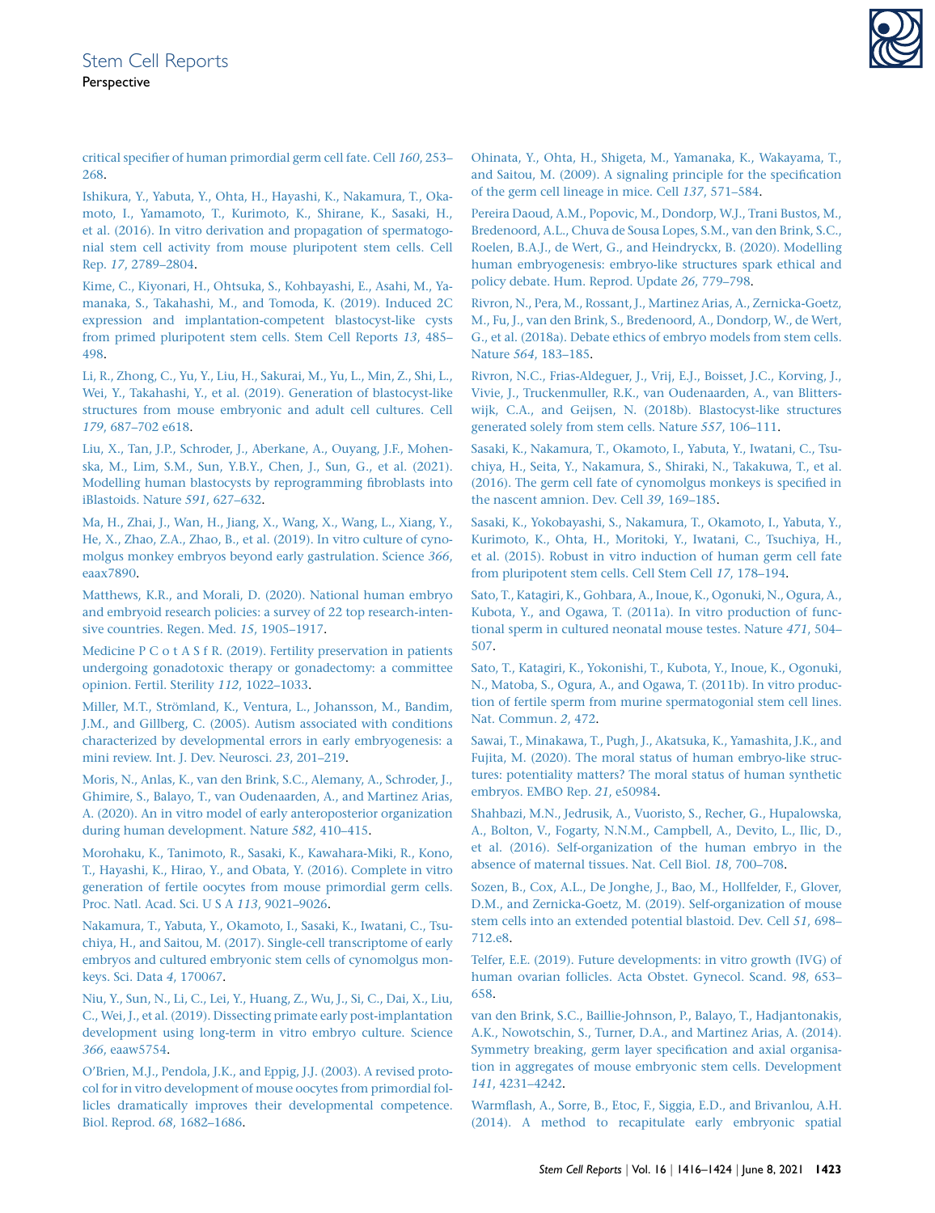critical specifier of human primordial germ cell fate. Cell *160*, 253–268.

Ishikura, Y., Yabuta, Y., Ohta, H., Hayashi, K., Nakamura, T., Okamoto, I., Yamamoto, T., Kurimoto, K., Shirane, K., Sasaki, H., et al. (2016). In vitro derivation and propagation of spermatogonial stem cell activity from mouse pluripotent stem cells. Cell Rep. *17*, 2789–2804.

Kime, C., Kiyonari, H., Ohtsuka, S., Kohbayashi, E., Asahi, M., Yamanaka, S., Takahashi, M., and Tomoda, K. (2019). Induced 2C expression and implantation-competent blastocyst-like cysts from primed pluripotent stem cells. Stem Cell Reports *13*, 485–498.

Li, R., Zhong, C., Yu, Y., Liu, H., Sakurai, M., Yu, L., Min, Z., Shi, L., Wei, Y., Takahashi, Y., et al. (2019). Generation of blastocyst-like structures from mouse embryonic and adult cell cultures. Cell *179*, 687–702 e618.

Liu, X., Tan, J.P., Schroder, J., Aberkane, A., Ouyang, J.F., Mohenska, M., Lim, S.M., Sun, Y.B.Y., Chen, J., Sun, G., et al. (2021). Modelling human blastocysts by reprogramming fibroblasts into iBlastoids. Nature *591*, 627–632.

Ma, H., Zhai, J., Wan, H., Jiang, X., Wang, X., Wang, L., Xiang, Y., He, X., Zhao, Z.A., Zhao, B., et al. (2019). In vitro culture of cynomolgus monkey embryos beyond early gastrulation. Science *366*, eaax7890.

Matthews, K.R., and Morali, D. (2020). National human embryo and embryoid research policies: a survey of 22 top research-intensive countries. Regen. Med. *15*, 1905–1917.

Medicine P C o t A S f R. (2019). Fertility preservation in patients undergoing gonadotoxic therapy or gonadectomy: a committee opinion. Fertil. Sterility *112*, 1022–1033.

Miller, M.T., Strömland, K., Ventura, L., Johansson, M., Bandim, J.M., and Gillberg, C. (2005). Autism associated with conditions characterized by developmental errors in early embryogenesis: a mini review. Int. J. Dev. Neurosci. *23*, 201–219.

Moris, N., Anlas, K., van den Brink, S.C., Alemany, A., Schroder, J., Ghimire, S., Balayo, T., van Oudenaarden, A., and Martinez Arias, A. (2020). An in vitro model of early anteroposterior organization during human development. Nature *582*, 410–415.

Morohaku, K., Tanimoto, R., Sasaki, K., Kawahara-Miki, R., Kono, T., Hayashi, K., Hirao, Y., and Obata, Y. (2016). Complete in vitro generation of fertile oocytes from mouse primordial germ cells. Proc. Natl. Acad. Sci. U S A *113*, 9021–9026.

Nakamura, T., Yabuta, Y., Okamoto, I., Sasaki, K., Iwatani, C., Tsuchiya, H., and Saitou, M. (2017). Single-cell transcriptome of early embryos and cultured embryonic stem cells of cynomolgus monkeys. Sci. Data *4*, 170067.

Niu, Y., Sun, N., Li, C., Lei, Y., Huang, Z., Wu, J., Si, C., Dai, X., Liu, C., Wei, J., et al. (2019). Dissecting primate early post-implantation development using long-term in vitro embryo culture. Science *366*, eaaw5754.

O'Brien, M.J., Pendola, J.K., and Eppig, J.J. (2003). A revised protocol for in vitro development of mouse oocytes from primordial follicles dramatically improves their developmental competence. Biol. Reprod. *68*, 1682–1686.

Ohinata, Y., Ohta, H., Shigeta, M., Yamanaka, K., Wakayama, T., and Saitou, M. (2009). A signaling principle for the specification of the germ cell lineage in mice. Cell *137*, 571–584.

Pereira Daoud, A.M., Popovic, M., Dondorp, W.J., Trani Bustos, M., Bredenoord, A.L., Chuva de Sousa Lopes, S.M., van den Brink, S.C., Roelen, B.A.J., de Wert, G., and Heindryckx, B. (2020). Modelling human embryogenesis: embryo-like structures spark ethical and policy debate. Hum. Reprod. Update *26*, 779–798.

Rivron, N., Pera, M., Rossant, J., Martinez Arias, A., Zernicka-Goetz, M., Fu, J., van den Brink, S., Bredenoord, A., Dondorp, W., de Wert, G., et al. (2018a). Debate ethics of embryo models from stem cells. Nature *564*, 183–185.

Rivron, N.C., Frias-Aldeguer, J., Vrij, E.J., Boisset, J.C., Korving, J., Vivie, J., Truckenmuller, R.K., van Oudenaarden, A., van Blitterswijk, C.A., and Geijsen, N. (2018b). Blastocyst-like structures generated solely from stem cells. Nature *557*, 106–111.

Sasaki, K., Nakamura, T., Okamoto, I., Yabuta, Y., Iwatani, C., Tsuchiya, H., Seita, Y., Nakamura, S., Shiraki, N., Takakuwa, T., et al. (2016). The germ cell fate of cynomolgus monkeys is specified in the nascent amnion. Dev. Cell *39*, 169–185.

Sasaki, K., Yokobayashi, S., Nakamura, T., Okamoto, I., Yabuta, Y., Kurimoto, K., Ohta, H., Moritoki, Y., Iwatani, C., Tsuchiya, H., et al. (2015). Robust in vitro induction of human germ cell fate from pluripotent stem cells. Cell Stem Cell *17*, 178–194.

Sato, T., Katagiri, K., Gohbara, A., Inoue, K., Ogonuki, N., Ogura, A., Kubota, Y., and Ogawa, T. (2011a). In vitro production of functional sperm in cultured neonatal mouse testes. Nature *471*, 504–507.

Sato, T., Katagiri, K., Yokonishi, T., Kubota, Y., Inoue, K., Ogonuki, N., Matoba, S., Ogura, A., and Ogawa, T. (2011b). In vitro production of fertile sperm from murine spermatogonial stem cell lines. Nat. Commun. *2*, 472.

Sawai, T., Minakawa, T., Pugh, J., Akatsuka, K., Yamashita, J.K., and Fujita, M. (2020). The moral status of human embryo-like structures: potentiality matters? The moral status of human synthetic embryos. EMBO Rep. *21*, e50984.

Shahbazi, M.N., Jedrusik, A., Vuoristo, S., Recher, G., Hupalowska, A., Bolton, V., Fogarty, N.N.M., Campbell, A., Devito, L., Ilic, D., et al. (2016). Self-organization of the human embryo in the absence of maternal tissues. Nat. Cell Biol. *18*, 700–708.

Sozen, B., Cox, A.L., De Jonghe, J., Bao, M., Hollfelder, F., Glover, D.M., and Zernicka-Goetz, M. (2019). Self-organization of mouse stem cells into an extended potential blastoid. Dev. Cell *51*, 698–712.e8.

Telfer, E.E. (2019). Future developments: in vitro growth (IVG) of human ovarian follicles. Acta Obstet. Gynecol. Scand. *98*, 653–658.

van den Brink, S.C., Baillie-Johnson, P., Balayo, T., Hadjantonakis, A.K., Nowotschin, S., Turner, D.A., and Martinez Arias, A. (2014). Symmetry breaking, germ layer specification and axial organisation in aggregates of mouse embryonic stem cells. Development *141*, 4231–4242.

Warmflash, A., Sorre, B., Etoc, F., Siggia, E.D., and Brivanlou, A.H. (2014). A method to recapitulate early embryonic spatial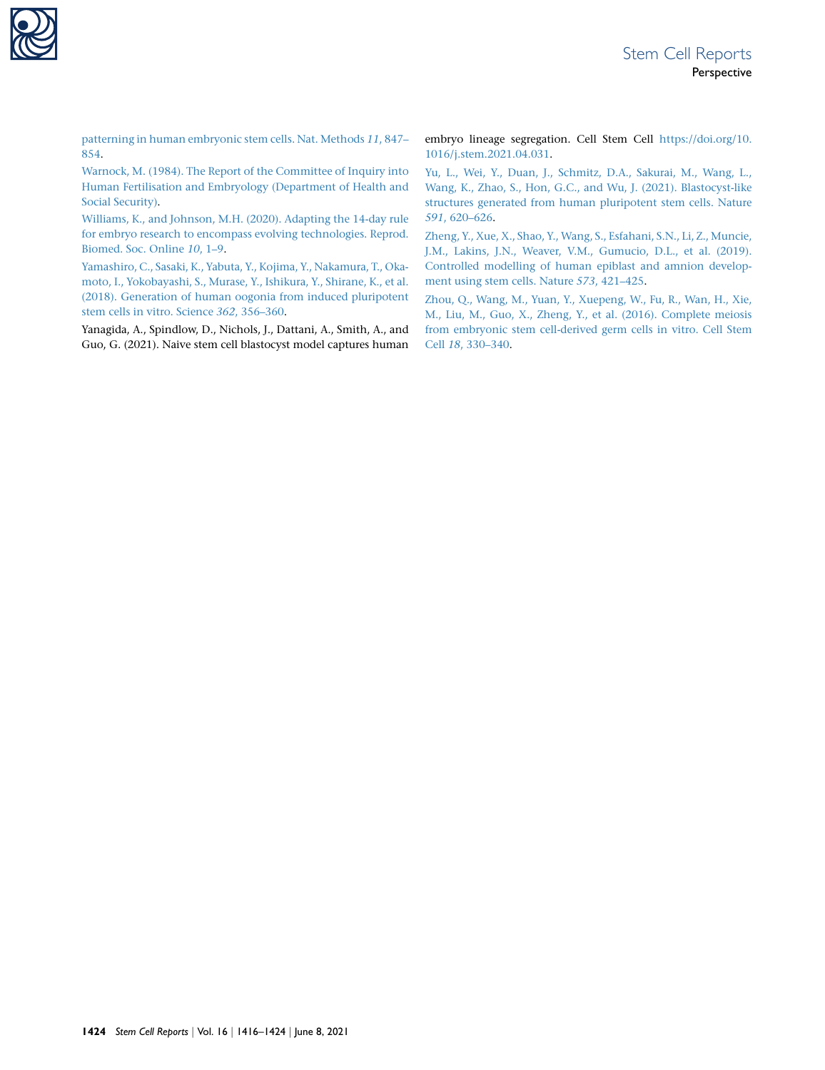patterning in human embryonic stem cells. Nat. Methods *11*, 847–854.

Warnock, M. (1984). The Report of the Committee of Inquiry into Human Fertilisation and Embryology (Department of Health and Social Security).

Williams, K., and Johnson, M.H. (2020). Adapting the 14-day rule for embryo research to encompass evolving technologies. Reprod. Biomed. Soc. Online *10*, 1–9.

Yamashiro, C., Sasaki, K., Yabuta, Y., Kojima, Y., Nakamura, T., Okamoto, I., Yokobayashi, S., Murase, Y., Ishikura, Y., Shirane, K., et al. (2018). Generation of human oogonia from induced pluripotent stem cells in vitro. Science *362*, 356–360.

Yanagida, A., Spindlow, D., Nichols, J., Dattani, A., Smith, A., and Guo, G. (2021). Naive stem cell blastocyst model captures human embryo lineage segregation. Cell Stem Cell https://doi.org/10.1016/j.stem.2021.04.031.

Yu, L., Wei, Y., Duan, J., Schmitz, D.A., Sakurai, M., Wang, L., Wang, K., Zhao, S., Hon, G.C., and Wu, J. (2021). Blastocyst-like structures generated from human pluripotent stem cells. Nature *591*, 620–626.

Zheng, Y., Xue, X., Shao, Y., Wang, S., Esfahani, S.N., Li, Z., Muncie, J.M., Lakins, J.N., Weaver, V.M., Gumucio, D.L., et al. (2019). Controlled modelling of human epiblast and amnion development using stem cells. Nature *573*, 421–425.

Zhou, Q., Wang, M., Yuan, Y., Xuepeng, W., Fu, R., Wan, H., Xie, M., Liu, M., Guo, X., Zheng, Y., et al. (2016). Complete meiosis from embryonic stem cell-derived germ cells in vitro. Cell Stem Cell *18*, 330–340.